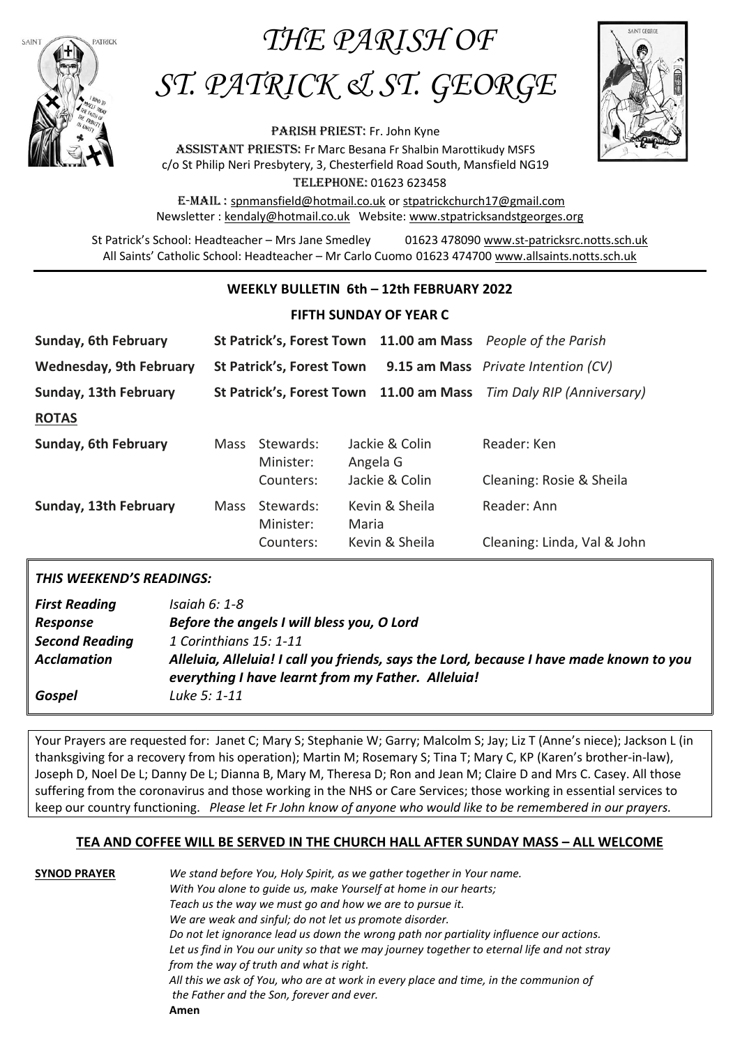# THE PARISH OF ST. PATRICK & ST. GEORGE

PARISH PRIEST: Fr. John Kyne

ASSISTANT PRIESTS: Fr Marc Besana Fr Shalbin Marottikudy MSFS

c/o St Philip Neri Presbytery, 3, Chesterfield Road South, Mansfield NG19

TELEPHONE: 01623 623458

E-MAIL : spnmansfield@hotmail.co.uk or stpatrickchurch17@gmail.com

Newsletter : kendaly@hotmail.co.uk Website: www.stpatricksandstgeorges.org

St Patrick's School: Headteacher – Mrs Jane Smedley 01623 478090 www.st-patricksrc.notts.sch.uk

All Saints' Catholic School: Headteacher – Mr Carlo Cuomo 01623 474700 www.allsaints.notts.sch.uk

## WEEKLY BULLETIN 6th – 12th FEBRUARY 2022

### FIFTH SUNDAY OF YEAR C

| | | | |
|---|---|---|---|
| **Sunday, 6th February** | **St Patrick's, Forest Town** | **11.00 am Mass** | *People of the Parish* |
| **Wednesday, 9th February** | **St Patrick's, Forest Town** | **9.15 am Mass** | *Private Intention (CV)* |
| **Sunday, 13th February** | **St Patrick's, Forest Town** | **11.00 am Mass** | *Tim Daly RIP (Anniversary)* |

**ROTAS**

| | | | | |
|---|---|---|---|---|
| **Sunday, 6th February** | Mass | Stewards: | Jackie & Colin | Reader: Ken |
| | | Minister: | Angela G | |
| | | Counters: | Jackie & Colin | Cleaning: Rosie & Sheila |
| **Sunday, 13th February** | Mass | Stewards: | Kevin & Sheila | Reader: Ann |
| | | Minister: | Maria | |
| | | Counters: | Kevin & Sheila | Cleaning: Linda, Val & John |

***THIS WEEKEND'S READINGS:***

| | |
|---|---|
| ***First Reading*** | *Isaiah 6: 1-8* |
| ***Response*** | ***Before the angels I will bless you, O Lord*** |
| ***Second Reading*** | *1 Corinthians 15: 1-11* |
| ***Acclamation*** | ***Alleluia, Alleluia! I call you friends, says the Lord, because I have made known to you everything I have learnt from my Father. Alleluia!*** |
| ***Gospel*** | *Luke 5: 1-11* |

Your Prayers are requested for: Janet C; Mary S; Stephanie W; Garry; Malcolm S; Jay; Liz T (Anne's niece); Jackson L (in thanksgiving for a recovery from his operation); Martin M; Rosemary S; Tina T; Mary C, KP (Karen's brother-in-law), Joseph D, Noel De L; Danny De L; Dianna B, Mary M, Theresa D; Ron and Jean M; Claire D and Mrs C. Casey. All those suffering from the coronavirus and those working in the NHS or Care Services; those working in essential services to keep our country functioning. *Please let Fr John know of anyone who would like to be remembered in our prayers.*

**TEA AND COFFEE WILL BE SERVED IN THE CHURCH HALL AFTER SUNDAY MASS – ALL WELCOME**

**SYNOD PRAYER**

*We stand before You, Holy Spirit, as we gather together in Your name.*
*With You alone to guide us, make Yourself at home in our hearts;*
*Teach us the way we must go and how we are to pursue it.*
*We are weak and sinful; do not let us promote disorder.*
*Do not let ignorance lead us down the wrong path nor partiality influence our actions.*
*Let us find in You our unity so that we may journey together to eternal life and not stray from the way of truth and what is right.*
*All this we ask of You, who are at work in every place and time, in the communion of the Father and the Son, forever and ever.*
**Amen**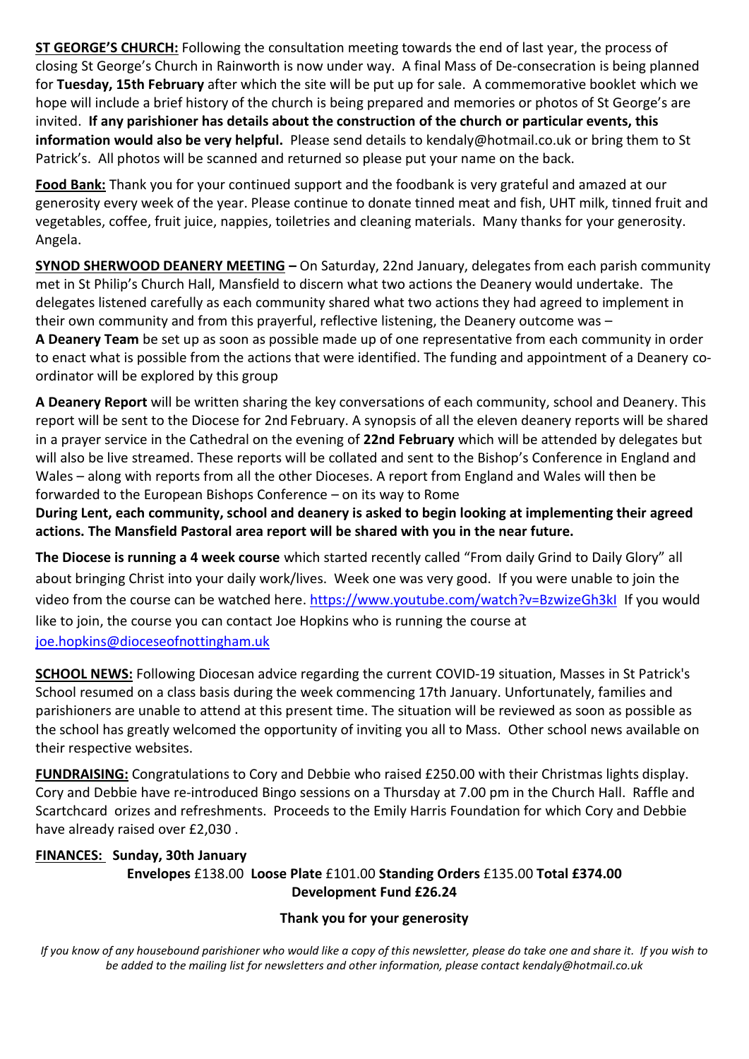**ST GEORGE'S CHURCH:** Following the consultation meeting towards the end of last year, the process of closing St George's Church in Rainworth is now under way. A final Mass of De-consecration is being planned for **Tuesday, 15th February** after which the site will be put up for sale. A commemorative booklet which we hope will include a brief history of the church is being prepared and memories or photos of St George's are invited. **If any parishioner has details about the construction of the church or particular events, this information would also be very helpful.** Please send details to kendaly@hotmail.co.uk or bring them to St Patrick's. All photos will be scanned and returned so please put your name on the back.

**Food Bank:** Thank you for your continued support and the foodbank is very grateful and amazed at our generosity every week of the year. Please continue to donate tinned meat and fish, UHT milk, tinned fruit and vegetables, coffee, fruit juice, nappies, toiletries and cleaning materials. Many thanks for your generosity. Angela.

**SYNOD SHERWOOD DEANERY MEETING –** On Saturday, 22nd January, delegates from each parish community met in St Philip's Church Hall, Mansfield to discern what two actions the Deanery would undertake. The delegates listened carefully as each community shared what two actions they had agreed to implement in their own community and from this prayerful, reflective listening, the Deanery outcome was –
**A Deanery Team** be set up as soon as possible made up of one representative from each community in order to enact what is possible from the actions that were identified. The funding and appointment of a Deanery co-ordinator will be explored by this group

**A Deanery Report** will be written sharing the key conversations of each community, school and Deanery. This report will be sent to the Diocese for 2nd February. A synopsis of all the eleven deanery reports will be shared in a prayer service in the Cathedral on the evening of **22nd February** which will be attended by delegates but will also be live streamed. These reports will be collated and sent to the Bishop's Conference in England and Wales – along with reports from all the other Dioceses. A report from England and Wales will then be forwarded to the European Bishops Conference – on its way to Rome
**During Lent, each community, school and deanery is asked to begin looking at implementing their agreed actions. The Mansfield Pastoral area report will be shared with you in the near future.**

**The Diocese is running a 4 week course** which started recently called "From daily Grind to Daily Glory" all about bringing Christ into your daily work/lives. Week one was very good. If you were unable to join the video from the course can be watched here. https://www.youtube.com/watch?v=BzwizeGh3kI If you would like to join, the course you can contact Joe Hopkins who is running the course at joe.hopkins@dioceseofnottingham.uk

**SCHOOL NEWS:** Following Diocesan advice regarding the current COVID-19 situation, Masses in St Patrick's School resumed on a class basis during the week commencing 17th January. Unfortunately, families and parishioners are unable to attend at this present time. The situation will be reviewed as soon as possible as the school has greatly welcomed the opportunity of inviting you all to Mass. Other school news available on their respective websites.

**FUNDRAISING:** Congratulations to Cory and Debbie who raised £250.00 with their Christmas lights display. Cory and Debbie have re-introduced Bingo sessions on a Thursday at 7.00 pm in the Church Hall. Raffle and Scartchcard orizes and refreshments. Proceeds to the Emily Harris Foundation for which Cory and Debbie have already raised over £2,030 .

**FINANCES: Sunday, 30th January**

**Envelopes** £138.00 **Loose Plate** £101.00 **Standing Orders** £135.00 **Total £374.00**

**Development Fund £26.24**

**Thank you for your generosity**

*If you know of any housebound parishioner who would like a copy of this newsletter, please do take one and share it. If you wish to be added to the mailing list for newsletters and other information, please contact kendaly@hotmail.co.uk*